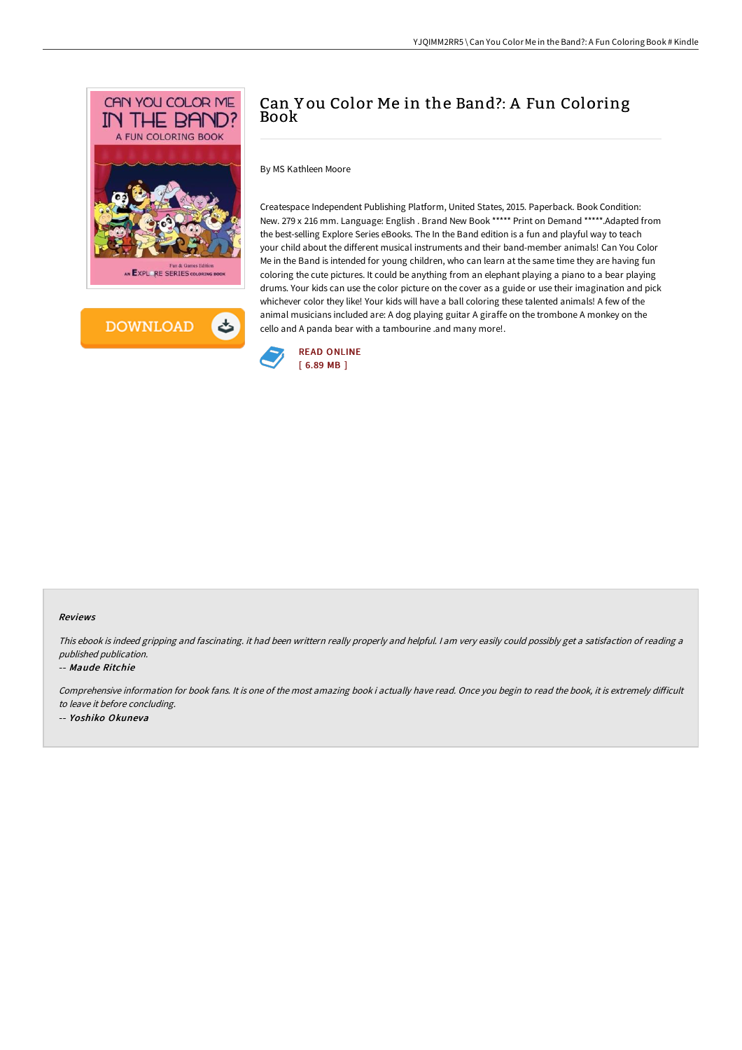# Can You Color Me in the Band?: A Fun Coloring Book

By MS Kathleen Moore

Createspace Independent Publishing Platform, United States, 2015. Paperback. Book Condition: New. 279 x 216 mm. Language: English . Brand New Book ***** Print on Demand *****.Adapted from the best-selling Explore Series eBooks. The In the Band edition is a fun and playful way to teach your child about the different musical instruments and their band-member animals! Can You Color Me in the Band is intended for young children, who can learn at the same time they are having fun coloring the cute pictures. It could be anything from an elephant playing a piano to a bear playing drums. Your kids can use the color picture on the cover as a guide or use their imagination and pick whichever color they like! Your kids will have a ball coloring these talented animals! A few of the animal musicians included are: A dog playing guitar A giraffe on the trombone A monkey on the cello and A panda bear with a tambourine .and many more!.

DOWNLOAD

READ ONLINE
[ 6.89 MB ]

### Reviews

*This ebook is indeed gripping and fascinating. it had been writtern really properly and helpful. I am very easily could possibly get a satisfaction of reading a published publication.*

-- *Maude Ritchie*

*Comprehensive information for book fans. It is one of the most amazing book i actually have read. Once you begin to read the book, it is extremely difficult to leave it before concluding.*

-- *Yoshiko Okuneva*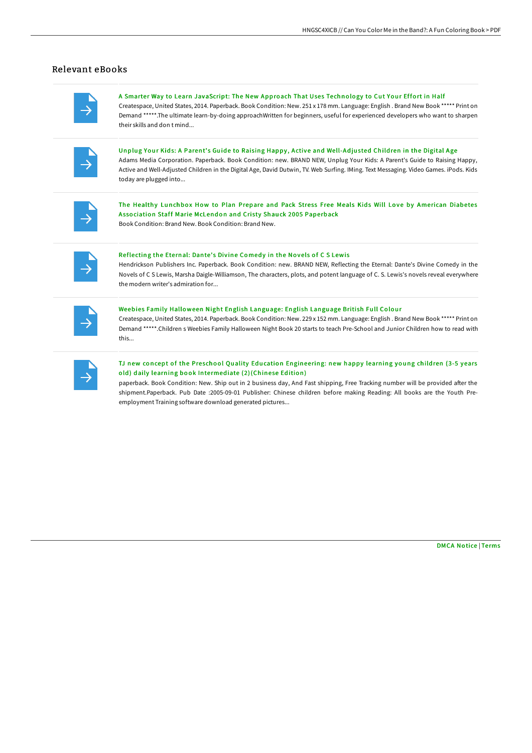## Relevant eBooks

**A Smarter Way to Learn JavaScript: The New Approach That Uses Technology to Cut Your Effort in Half**
Createspace, United States, 2014. Paperback. Book Condition: New. 251 x 178 mm. Language: English . Brand New Book ***** Print on Demand *****.The ultimate learn-by-doing approachWritten for beginners, useful for experienced developers who want to sharpen their skills and don t mind...

**Unplug Your Kids: A Parent's Guide to Raising Happy, Active and Well-Adjusted Children in the Digital Age**
Adams Media Corporation. Paperback. Book Condition: new. BRAND NEW, Unplug Your Kids: A Parent's Guide to Raising Happy, Active and Well-Adjusted Children in the Digital Age, David Dutwin, TV. Web Surfing. IMing. Text Messaging. Video Games. iPods. Kids today are plugged into...

**The Healthy Lunchbox How to Plan Prepare and Pack Stress Free Meals Kids Will Love by American Diabetes Association Staff Marie McLendon and Cristy Shauck 2005 Paperback**
Book Condition: Brand New. Book Condition: Brand New.

**Reflecting the Eternal: Dante's Divine Comedy in the Novels of C S Lewis**
Hendrickson Publishers Inc. Paperback. Book Condition: new. BRAND NEW, Reflecting the Eternal: Dante's Divine Comedy in the Novels of C S Lewis, Marsha Daigle-Williamson, The characters, plots, and potent language of C. S. Lewis's novels reveal everywhere the modern writer's admiration for...

**Weebies Family Halloween Night English Language: English Language British Full Colour**
Createspace, United States, 2014. Paperback. Book Condition: New. 229 x 152 mm. Language: English . Brand New Book ***** Print on Demand *****.Children s Weebies Family Halloween Night Book 20 starts to teach Pre-School and Junior Children how to read with this...

**TJ new concept of the Preschool Quality Education Engineering: new happy learning young children (3-5 years old) daily learning book Intermediate (2)(Chinese Edition)**
paperback. Book Condition: New. Ship out in 2 business day, And Fast shipping, Free Tracking number will be provided after the shipment.Paperback. Pub Date :2005-09-01 Publisher: Chinese children before making Reading: All books are the Youth Pre-employment Training software download generated pictures...